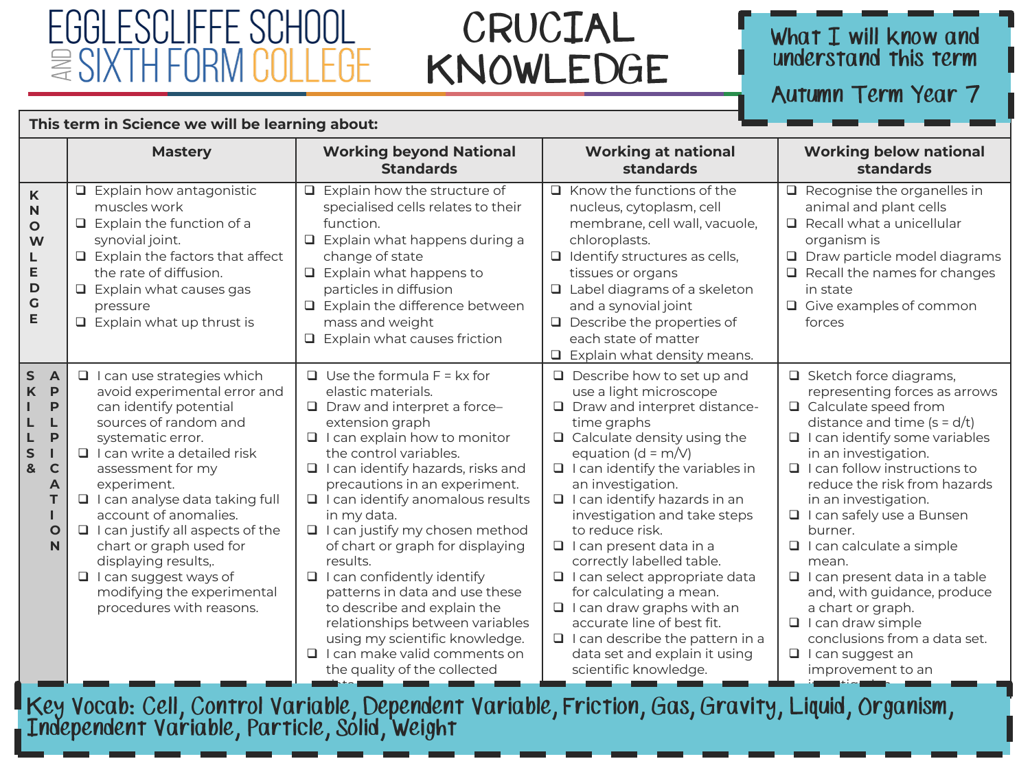# EGGLESCLIFFE SCHOOL AND SIXTH FORM COLLEGE

# CRUCIAL KNOWLEDGE

**What I will know and understand this term**

**Autumn Term Year 7**

**This term in Science we will be learning about:**

| | Mastery | Working beyond National Standards | Working at national standards | Working below national standards |
|---|---|---|---|---|
| **KNOWLEDGE** | ❑ Explain how antagonistic muscles work<br>❑ Explain the function of a synovial joint.<br>❑ Explain the factors that affect the rate of diffusion.<br>❑ Explain what causes gas pressure<br>❑ Explain what up thrust is | ❑ Explain how the structure of specialised cells relates to their function.<br>❑ Explain what happens during a change of state<br>❑ Explain what happens to particles in diffusion<br>❑ Explain the difference between mass and weight<br>❑ Explain what causes friction | ❑ Know the functions of the nucleus, cytoplasm, cell membrane, cell wall, vacuole, chloroplasts.<br>❑ Identify structures as cells, tissues or organs<br>❑ Label diagrams of a skeleton and a synovial joint<br>❑ Describe the properties of each state of matter<br>❑ Explain what density means. | ❑ Recognise the organelles in animal and plant cells<br>❑ Recall what a unicellular organism is<br>❑ Draw particle model diagrams<br>❑ Recall the names for changes in state<br>❑ Give examples of common forces |
| **SKILLS & APPLICATION** | ❑ I can use strategies which avoid experimental error and can identify potential sources of random and systematic error.<br>❑ I can write a detailed risk assessment for my experiment.<br>❑ I can analyse data taking full account of anomalies.<br>❑ I can justify all aspects of the chart or graph used for displaying results,.<br>❑ I can suggest ways of modifying the experimental procedures with reasons. | ❑ Use the formula $F = kx$ for elastic materials.<br>❑ Draw and interpret a force–extension graph<br>❑ I can explain how to monitor the control variables.<br>❑ I can identify hazards, risks and precautions in an experiment.<br>❑ I can identify anomalous results in my data.<br>❑ I can justify my chosen method of chart or graph for displaying results.<br>❑ I can confidently identify patterns in data and use these to describe and explain the relationships between variables using my scientific knowledge.<br>❑ I can make valid comments on the quality of the collected data. | ❑ Describe how to set up and use a light microscope<br>❑ Draw and interpret distance-time graphs<br>❑ Calculate density using the equation ($d = m/V$)<br>❑ I can identify the variables in an investigation.<br>❑ I can identify hazards in an investigation and take steps to reduce risk.<br>❑ I can present data in a correctly labelled table.<br>❑ I can select appropriate data for calculating a mean.<br>❑ I can draw graphs with an accurate line of best fit.<br>❑ I can describe the pattern in a data set and explain it using scientific knowledge. | ❑ Sketch force diagrams, representing forces as arrows<br>❑ Calculate speed from distance and time ($s = d/t$)<br>❑ I can identify some variables in an investigation.<br>❑ I can follow instructions to reduce the risk from hazards in an investigation.<br>❑ I can safely use a Bunsen burner.<br>❑ I can calculate a simple mean.<br>❑ I can present data in a table and, with guidance, produce a chart or graph.<br>❑ I can draw simple conclusions from a data set.<br>❑ I can suggest an improvement to an investigation. |

**Key Vocab:** Cell, Control Variable, Dependent Variable, Friction, Gas, Gravity, Liquid, Organism, Independent Variable, Particle, Solid, Weight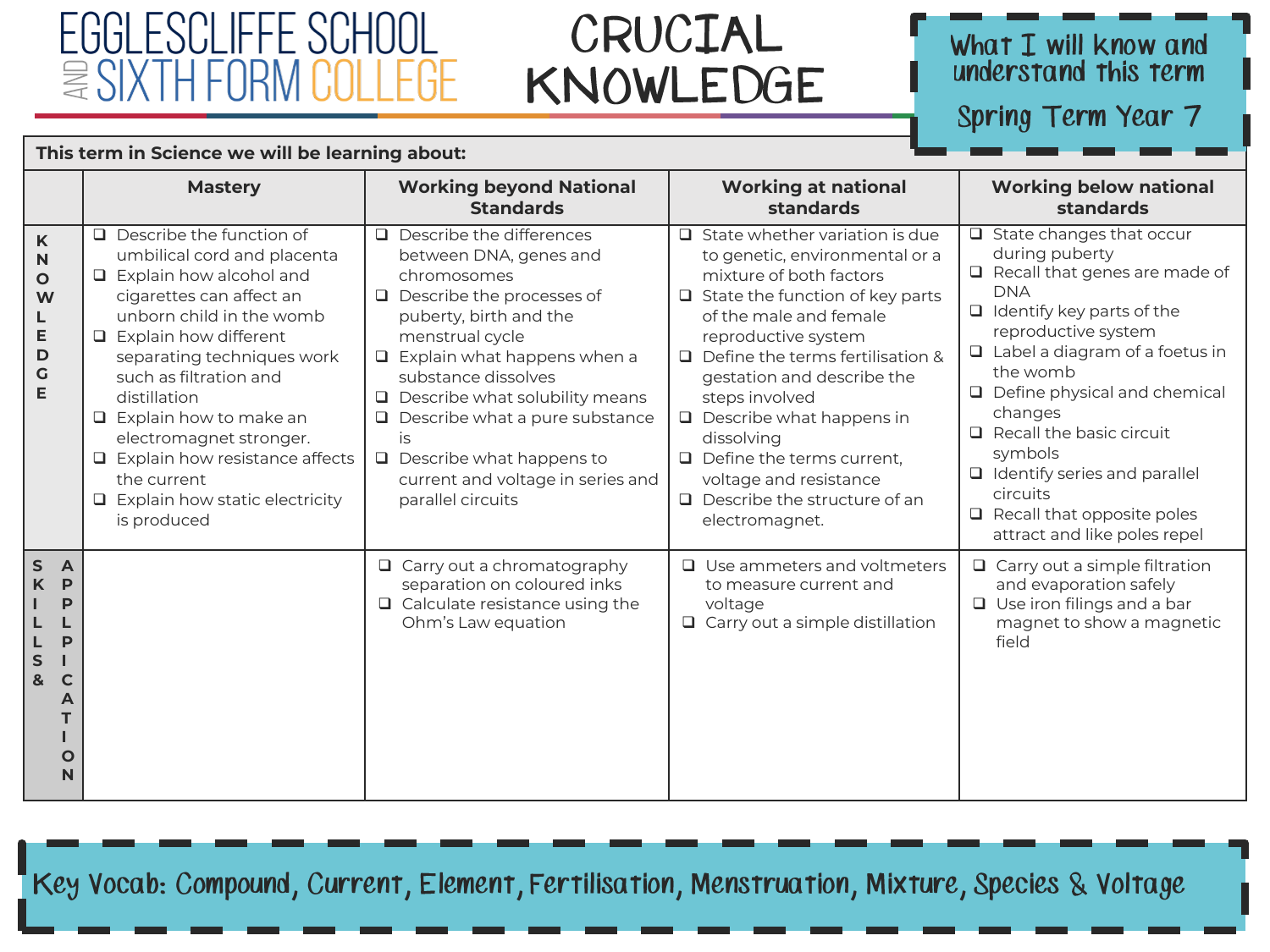# EGGLESCLIFFE SCHOOL AND SIXTH FORM COLLEGE

# CRUCIAL KNOWLEDGE

**What I will know and understand this term**

**Spring Term Year 7**

**This term in Science we will be learning about:**

| | Mastery | Working beyond National Standards | Working at national standards | Working below national standards |
|---|---|---|---|---|
| **KNOWLEDGE** | ❑ Describe the function of umbilical cord and placenta<br>❑ Explain how alcohol and cigarettes can affect an unborn child in the womb<br>❑ Explain how different separating techniques work such as filtration and distillation<br>❑ Explain how to make an electromagnet stronger.<br>❑ Explain how resistance affects the current<br>❑ Explain how static electricity is produced | ❑ Describe the differences between DNA, genes and chromosomes<br>❑ Describe the processes of puberty, birth and the menstrual cycle<br>❑ Explain what happens when a substance dissolves<br>❑ Describe what solubility means<br>❑ Describe what a pure substance is<br>❑ Describe what happens to current and voltage in series and parallel circuits | ❑ State whether variation is due to genetic, environmental or a mixture of both factors<br>❑ State the function of key parts of the male and female reproductive system<br>❑ Define the terms fertilisation & gestation and describe the steps involved<br>❑ Describe what happens in dissolving<br>❑ Define the terms current, voltage and resistance<br>❑ Describe the structure of an electromagnet. | ❑ State changes that occur during puberty<br>❑ Recall that genes are made of DNA<br>❑ Identify key parts of the reproductive system<br>❑ Label a diagram of a foetus in the womb<br>❑ Define physical and chemical changes<br>❑ Recall the basic circuit symbols<br>❑ Identify series and parallel circuits<br>❑ Recall that opposite poles attract and like poles repel |
| **SKILLS & APPLICATION** | | ❑ Carry out a chromatography separation on coloured inks<br>❑ Calculate resistance using the Ohm's Law equation | ❑ Use ammeters and voltmeters to measure current and voltage<br>❑ Carry out a simple distillation | ❑ Carry out a simple filtration and evaporation safely<br>❑ Use iron filings and a bar magnet to show a magnetic field |

**Key Vocab: Compound, Current, Element, Fertilisation, Menstruation, Mixture, Species & Voltage**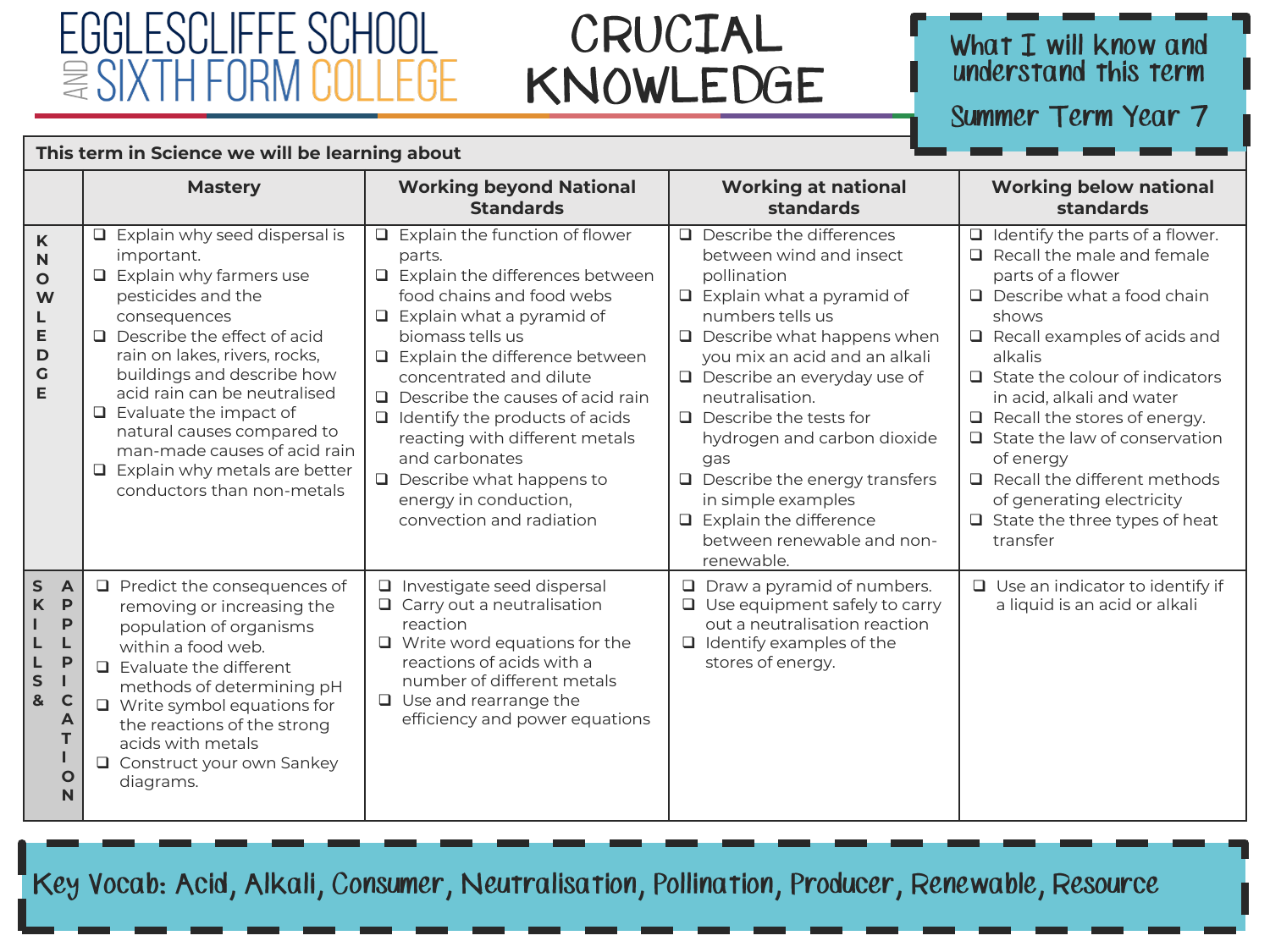# EGGLESCLIFFE SCHOOL AND SIXTH FORM COLLEGE

# CRUCIAL KNOWLEDGE

**What I will know and understand this term**

**Summer Term Year 7**

**This term in Science we will be learning about**

| | Mastery | Working beyond National Standards | Working at national standards | Working below national standards |
|---|---|---|---|---|
| **KNOWLEDGE** | ❑ Explain why seed dispersal is important.<br>❑ Explain why farmers use pesticides and the consequences<br>❑ Describe the effect of acid rain on lakes, rivers, rocks, buildings and describe how acid rain can be neutralised<br>❑ Evaluate the impact of natural causes compared to man-made causes of acid rain<br>❑ Explain why metals are better conductors than non-metals | ❑ Explain the function of flower parts.<br>❑ Explain the differences between food chains and food webs<br>❑ Explain what a pyramid of biomass tells us<br>❑ Explain the difference between concentrated and dilute<br>❑ Describe the causes of acid rain<br>❑ Identify the products of acids reacting with different metals and carbonates<br>❑ Describe what happens to energy in conduction, convection and radiation | ❑ Describe the differences between wind and insect pollination<br>❑ Explain what a pyramid of numbers tells us<br>❑ Describe what happens when you mix an acid and an alkali<br>❑ Describe an everyday use of neutralisation.<br>❑ Describe the tests for hydrogen and carbon dioxide gas<br>❑ Describe the energy transfers in simple examples<br>❑ Explain the difference between renewable and non-renewable. | ❑ Identify the parts of a flower.<br>❑ Recall the male and female parts of a flower<br>❑ Describe what a food chain shows<br>❑ Recall examples of acids and alkalis<br>❑ State the colour of indicators in acid, alkali and water<br>❑ Recall the stores of energy.<br>❑ State the law of conservation of energy<br>❑ Recall the different methods of generating electricity<br>❑ State the three types of heat transfer |
| **SKILLS & APPLICATION** | ❑ Predict the consequences of removing or increasing the population of organisms within a food web.<br>❑ Evaluate the different methods of determining pH<br>❑ Write symbol equations for the reactions of the strong acids with metals<br>❑ Construct your own Sankey diagrams. | ❑ Investigate seed dispersal<br>❑ Carry out a neutralisation reaction<br>❑ Write word equations for the reactions of acids with a number of different metals<br>❑ Use and rearrange the efficiency and power equations | ❑ Draw a pyramid of numbers.<br>❑ Use equipment safely to carry out a neutralisation reaction<br>❑ Identify examples of the stores of energy. | ❑ Use an indicator to identify if a liquid is an acid or alkali |

**Key Vocab:** Acid, Alkali, Consumer, Neutralisation, Pollination, Producer, Renewable, Resource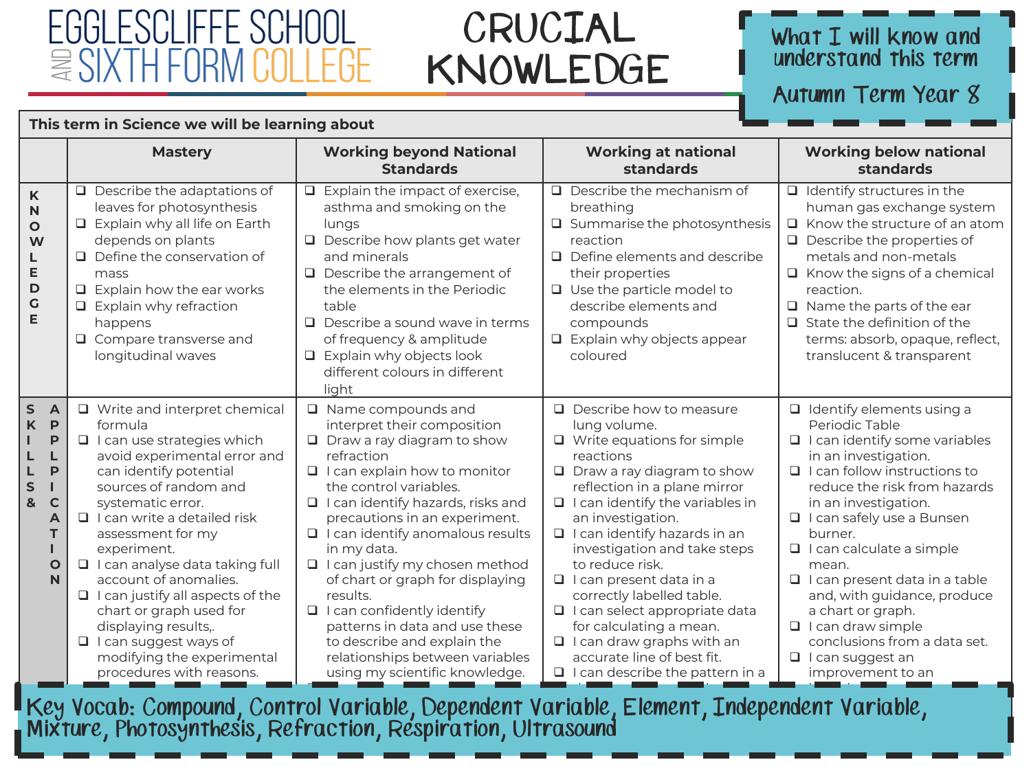# EGGLESCLIFFE SCHOOL AND SIXTH FORM COLLEGE

# CRUCIAL KNOWLEDGE

**What I will know and understand this term**

**Autumn Term Year 8**

**This term in Science we will be learning about**

| | Mastery | Working beyond National Standards | Working at national standards | Working below national standards |
|---|---|---|---|---|
| **KNOWLEDGE** | ❑ Describe the adaptations of leaves for photosynthesis<br>❑ Explain why all life on Earth depends on plants<br>❑ Define the conservation of mass<br>❑ Explain how the ear works<br>❑ Explain why refraction happens<br>❑ Compare transverse and longitudinal waves | ❑ Explain the impact of exercise, asthma and smoking on the lungs<br>❑ Describe how plants get water and minerals<br>❑ Describe the arrangement of the elements in the Periodic table<br>❑ Describe a sound wave in terms of frequency & amplitude<br>❑ Explain why objects look different colours in different light | ❑ Describe the mechanism of breathing<br>❑ Summarise the photosynthesis reaction<br>❑ Define elements and describe their properties<br>❑ Use the particle model to describe elements and compounds<br>❑ Explain why objects appear coloured | ❑ Identify structures in the human gas exchange system<br>❑ Know the structure of an atom<br>❑ Describe the properties of metals and non-metals<br>❑ Know the signs of a chemical reaction.<br>❑ Name the parts of the ear<br>❑ State the definition of the terms: absorb, opaque, reflect, translucent & transparent |
| **SKILLS & APPLICATION** | ❑ Write and interpret chemical formula<br>❑ I can use strategies which avoid experimental error and can identify potential sources of random and systematic error.<br>❑ I can write a detailed risk assessment for my experiment.<br>❑ I can analyse data taking full account of anomalies.<br>❑ I can justify all aspects of the chart or graph used for displaying results,.<br>❑ I can suggest ways of modifying the experimental procedures with reasons. | ❑ Name compounds and interpret their composition<br>❑ Draw a ray diagram to show refraction<br>❑ I can explain how to monitor the control variables.<br>❑ I can identify hazards, risks and precautions in an experiment.<br>❑ I can identify anomalous results in my data.<br>❑ I can justify my chosen method of chart or graph for displaying results.<br>❑ I can confidently identify patterns in data and use these to describe and explain the relationships between variables using my scientific knowledge. | ❑ Describe how to measure lung volume.<br>❑ Write equations for simple reactions<br>❑ Draw a ray diagram to show reflection in a plane mirror<br>❑ I can identify the variables in an investigation.<br>❑ I can identify hazards in an investigation and take steps to reduce risk.<br>❑ I can present data in a correctly labelled table.<br>❑ I can select appropriate data for calculating a mean.<br>❑ I can draw graphs with an accurate line of best fit.<br>❑ I can describe the pattern in a | ❑ Identify elements using a Periodic Table<br>❑ I can identify some variables in an investigation.<br>❑ I can follow instructions to reduce the risk from hazards in an investigation.<br>❑ I can safely use a Bunsen burner.<br>❑ I can calculate a simple mean.<br>❑ I can present data in a table and, with guidance, produce a chart or graph.<br>❑ I can draw simple conclusions from a data set.<br>❑ I can suggest an improvement to an |

**Key Vocab:** Compound, Control Variable, Dependent Variable, Element, Independent Variable, Mixture, Photosynthesis, Refraction, Respiration, Ultrasound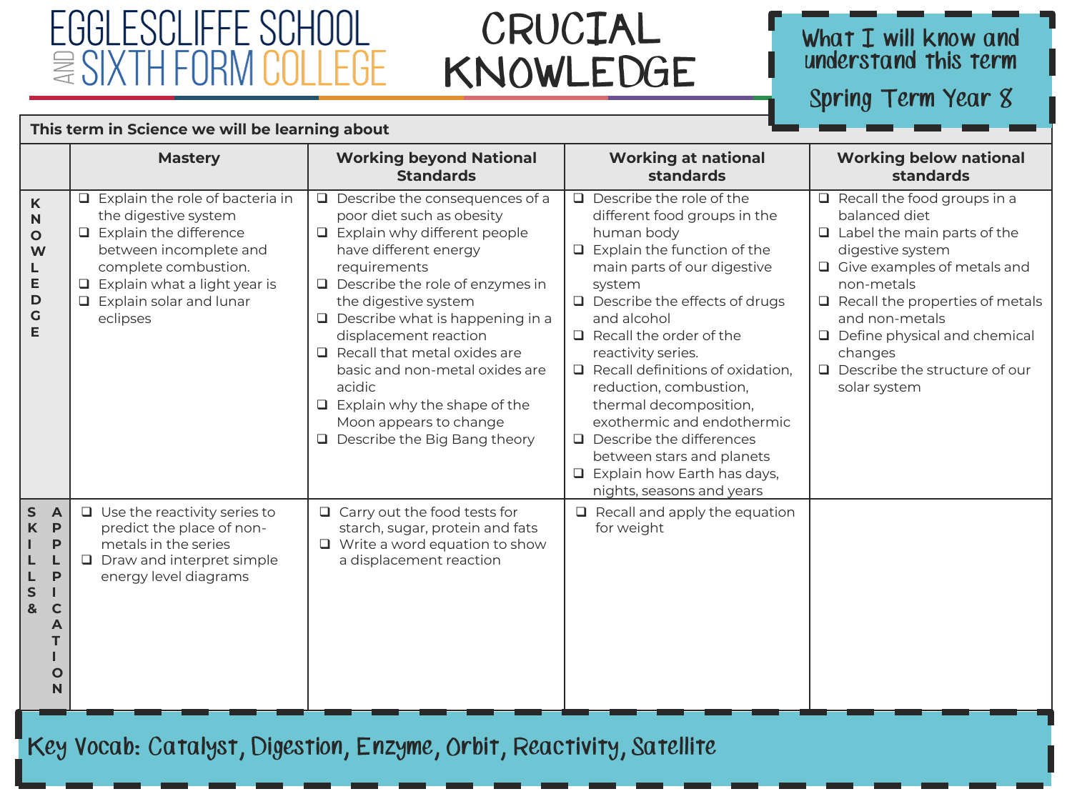EGGLESCLIFFE SCHOOL AND SIXTH FORM COLLEGE

# CRUCIAL KNOWLEDGE

**What I will know and understand this term**

**Spring Term Year 8**

**This term in Science we will be learning about**

| | Mastery | Working beyond National Standards | Working at national standards | Working below national standards |
|---|---|---|---|---|
| **KNOWLEDGE** | ❑ Explain the role of bacteria in the digestive system<br>❑ Explain the difference between incomplete and complete combustion.<br>❑ Explain what a light year is<br>❑ Explain solar and lunar eclipses | ❑ Describe the consequences of a poor diet such as obesity<br>❑ Explain why different people have different energy requirements<br>❑ Describe the role of enzymes in the digestive system<br>❑ Describe what is happening in a displacement reaction<br>❑ Recall that metal oxides are basic and non-metal oxides are acidic<br>❑ Explain why the shape of the Moon appears to change<br>❑ Describe the Big Bang theory | ❑ Describe the role of the different food groups in the human body<br>❑ Explain the function of the main parts of our digestive system<br>❑ Describe the effects of drugs and alcohol<br>❑ Recall the order of the reactivity series.<br>❑ Recall definitions of oxidation, reduction, combustion, thermal decomposition, exothermic and endothermic<br>❑ Describe the differences between stars and planets<br>❑ Explain how Earth has days, nights, seasons and years | ❑ Recall the food groups in a balanced diet<br>❑ Label the main parts of the digestive system<br>❑ Give examples of metals and non-metals<br>❑ Recall the properties of metals and non-metals<br>❑ Define physical and chemical changes<br>❑ Describe the structure of our solar system |
| **SKILLS & APPLICATION** | ❑ Use the reactivity series to predict the place of non-metals in the series<br>❑ Draw and interpret simple energy level diagrams | ❑ Carry out the food tests for starch, sugar, protein and fats<br>❑ Write a word equation to show a displacement reaction | ❑ Recall and apply the equation for weight | |

**Key Vocab: Catalyst, Digestion, Enzyme, Orbit, Reactivity, Satellite**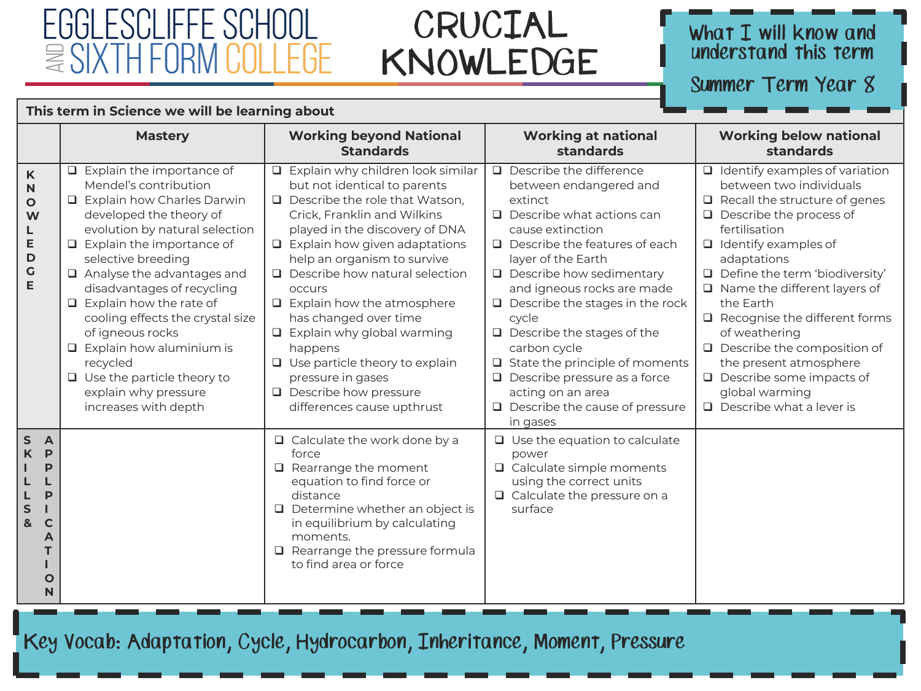# EGGLESCLIFFE SCHOOL AND SIXTH FORM COLLEGE

# CRUCIAL KNOWLEDGE

**What I will know and understand this term**

**Summer Term Year 8**

**This term in Science we will be learning about**

| | Mastery | Working beyond National Standards | Working at national standards | Working below national standards |
|---|---|---|---|---|
| **KNOWLEDGE** | ❑ Explain the importance of Mendel's contribution<br>❑ Explain how Charles Darwin developed the theory of evolution by natural selection<br>❑ Explain the importance of selective breeding<br>❑ Analyse the advantages and disadvantages of recycling<br>❑ Explain how the rate of cooling effects the crystal size of igneous rocks<br>❑ Explain how aluminium is recycled<br>❑ Use the particle theory to explain why pressure increases with depth | ❑ Explain why children look similar but not identical to parents<br>❑ Describe the role that Watson, Crick, Franklin and Wilkins played in the discovery of DNA<br>❑ Explain how given adaptations help an organism to survive<br>❑ Describe how natural selection occurs<br>❑ Explain how the atmosphere has changed over time<br>❑ Explain why global warming happens<br>❑ Use particle theory to explain pressure in gases<br>❑ Describe how pressure differences cause upthrust | ❑ Describe the difference between endangered and extinct<br>❑ Describe what actions can cause extinction<br>❑ Describe the features of each layer of the Earth<br>❑ Describe how sedimentary and igneous rocks are made<br>❑ Describe the stages in the rock cycle<br>❑ Describe the stages of the carbon cycle<br>❑ State the principle of moments<br>❑ Describe pressure as a force acting on an area<br>❑ Describe the cause of pressure in gases | ❑ Identify examples of variation between two individuals<br>❑ Recall the structure of genes<br>❑ Describe the process of fertilisation<br>❑ Identify examples of adaptations<br>❑ Define the term 'biodiversity'<br>❑ Name the different layers of the Earth<br>❑ Recognise the different forms of weathering<br>❑ Describe the composition of the present atmosphere<br>❑ Describe some impacts of global warming<br>❑ Describe what a lever is |
| **SKILLS & APPLICATION** | | ❑ Calculate the work done by a force<br>❑ Rearrange the moment equation to find force or distance<br>❑ Determine whether an object is in equilibrium by calculating moments.<br>❑ Rearrange the pressure formula to find area or force | ❑ Use the equation to calculate power<br>❑ Calculate simple moments using the correct units<br>❑ Calculate the pressure on a surface | |

**Key Vocab: Adaptation, Cycle, Hydrocarbon, Inheritance, Moment, Pressure**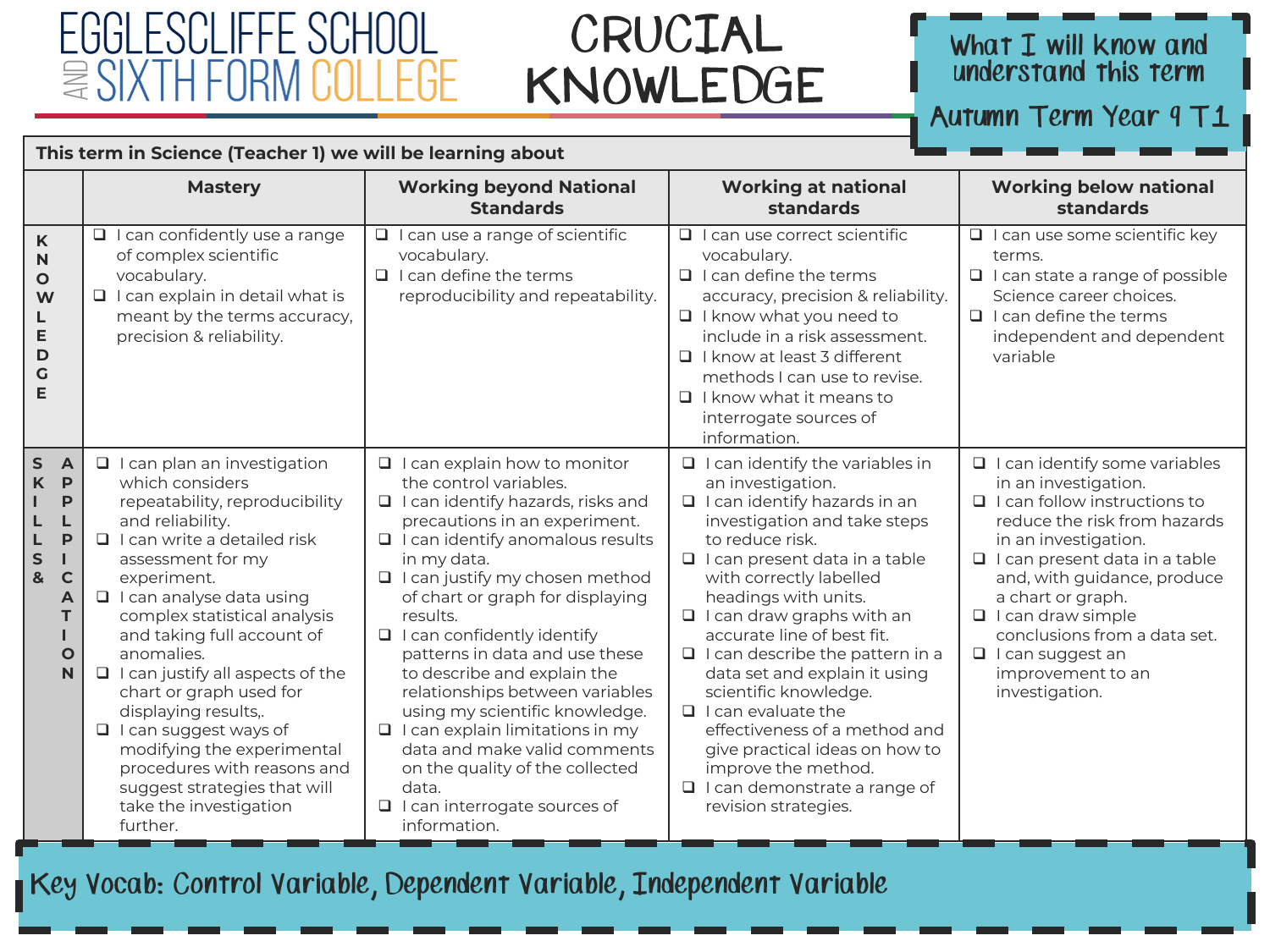# EGGLESCLIFFE SCHOOL AND SIXTH FORM COLLEGE

# CRUCIAL KNOWLEDGE

**What I will know and understand this term**

**Autumn Term Year 9 T1**

**This term in Science (Teacher 1) we will be learning about**

| | Mastery | Working beyond National Standards | Working at national standards | Working below national standards |
|---|---|---|---|---|
| **KNOWLEDGE** | ❑ I can confidently use a range of complex scientific vocabulary.<br>❑ I can explain in detail what is meant by the terms accuracy, precision & reliability. | ❑ I can use a range of scientific vocabulary.<br>❑ I can define the terms reproducibility and repeatability. | ❑ I can use correct scientific vocabulary.<br>❑ I can define the terms accuracy, precision & reliability.<br>❑ I know what you need to include in a risk assessment.<br>❑ I know at least 3 different methods I can use to revise.<br>❑ I know what it means to interrogate sources of information. | ❑ I can use some scientific key terms.<br>❑ I can state a range of possible Science career choices.<br>❑ I can define the terms independent and dependent variable |
| **SKILLS & APPLICATION** | ❑ I can plan an investigation which considers repeatability, reproducibility and reliability.<br>❑ I can write a detailed risk assessment for my experiment.<br>❑ I can analyse data using complex statistical analysis and taking full account of anomalies.<br>❑ I can justify all aspects of the chart or graph used for displaying results,.<br>❑ I can suggest ways of modifying the experimental procedures with reasons and suggest strategies that will take the investigation further. | ❑ I can explain how to monitor the control variables.<br>❑ I can identify hazards, risks and precautions in an experiment.<br>❑ I can identify anomalous results in my data.<br>❑ I can justify my chosen method of chart or graph for displaying results.<br>❑ I can confidently identify patterns in data and use these to describe and explain the relationships between variables using my scientific knowledge.<br>❑ I can explain limitations in my data and make valid comments on the quality of the collected data.<br>❑ I can interrogate sources of information. | ❑ I can identify the variables in an investigation.<br>❑ I can identify hazards in an investigation and take steps to reduce risk.<br>❑ I can present data in a table with correctly labelled headings with units.<br>❑ I can draw graphs with an accurate line of best fit.<br>❑ I can describe the pattern in a data set and explain it using scientific knowledge.<br>❑ I can evaluate the effectiveness of a method and give practical ideas on how to improve the method.<br>❑ I can demonstrate a range of revision strategies. | ❑ I can identify some variables in an investigation.<br>❑ I can follow instructions to reduce the risk from hazards in an investigation.<br>❑ I can present data in a table and, with guidance, produce a chart or graph.<br>❑ I can draw simple conclusions from a data set.<br>❑ I can suggest an improvement to an investigation. |

**Key Vocab: Control Variable, Dependent Variable, Independent Variable**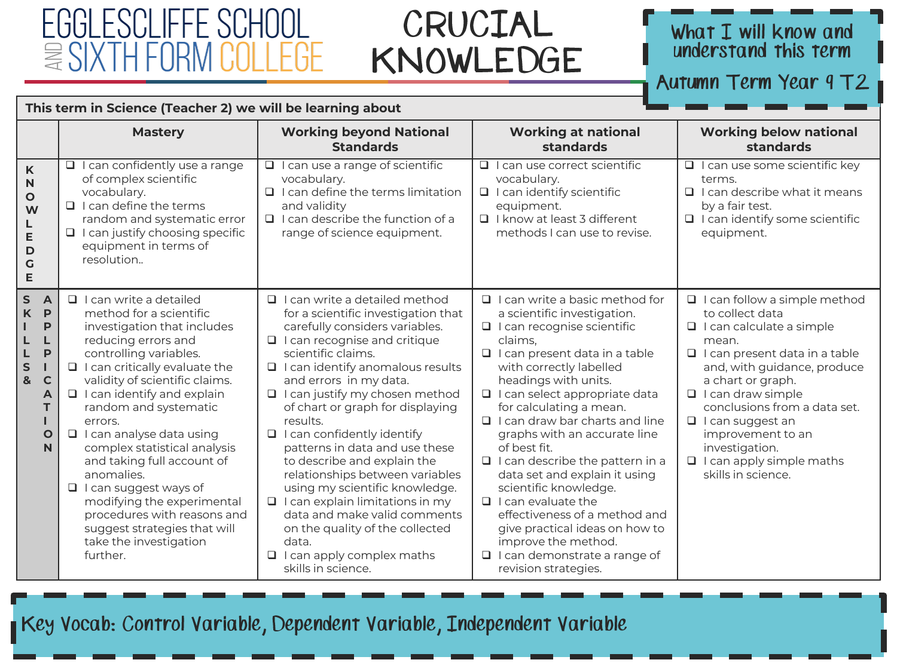# EGGLESCLIFFE SCHOOL AND SIXTH FORM COLLEGE

# CRUCIAL KNOWLEDGE

**What I will know and understand this term**

**Autumn Term Year 9 T2**

| This term in Science (Teacher 2) we will be learning about | | | | |
|---|---|---|---|---|
| | **Mastery** | **Working beyond National Standards** | **Working at national standards** | **Working below national standards** |
| **KNOWLEDGE** | ❑ I can confidently use a range of complex scientific vocabulary.<br>❑ I can define the terms random and systematic error<br>❑ I can justify choosing specific equipment in terms of resolution.. | ❑ I can use a range of scientific vocabulary.<br>❑ I can define the terms limitation and validity<br>❑ I can describe the function of a range of science equipment. | ❑ I can use correct scientific vocabulary.<br>❑ I can identify scientific equipment.<br>❑ I know at least 3 different methods I can use to revise. | ❑ I can use some scientific key terms.<br>❑ I can describe what it means by a fair test.<br>❑ I can identify some scientific equipment. |
| **SKILLS & APPLICATION** | ❑ I can write a detailed method for a scientific investigation that includes reducing errors and controlling variables.<br>❑ I can critically evaluate the validity of scientific claims.<br>❑ I can identify and explain random and systematic errors.<br>❑ I can analyse data using complex statistical analysis and taking full account of anomalies.<br>❑ I can suggest ways of modifying the experimental procedures with reasons and suggest strategies that will take the investigation further. | ❑ I can write a detailed method for a scientific investigation that carefully considers variables.<br>❑ I can recognise and critique scientific claims.<br>❑ I can identify anomalous results and errors in my data.<br>❑ I can justify my chosen method of chart or graph for displaying results.<br>❑ I can confidently identify patterns in data and use these to describe and explain the relationships between variables using my scientific knowledge.<br>❑ I can explain limitations in my data and make valid comments on the quality of the collected data.<br>❑ I can apply complex maths skills in science. | ❑ I can write a basic method for a scientific investigation.<br>❑ I can recognise scientific claims,<br>❑ I can present data in a table with correctly labelled headings with units.<br>❑ I can select appropriate data for calculating a mean.<br>❑ I can draw bar charts and line graphs with an accurate line of best fit.<br>❑ I can describe the pattern in a data set and explain it using scientific knowledge.<br>❑ I can evaluate the effectiveness of a method and give practical ideas on how to improve the method.<br>❑ I can demonstrate a range of revision strategies. | ❑ I can follow a simple method to collect data<br>❑ I can calculate a simple mean.<br>❑ I can present data in a table and, with guidance, produce a chart or graph.<br>❑ I can draw simple conclusions from a data set.<br>❑ I can suggest an improvement to an investigation.<br>❑ I can apply simple maths skills in science. |

**Key Vocab: Control Variable, Dependent Variable, Independent Variable**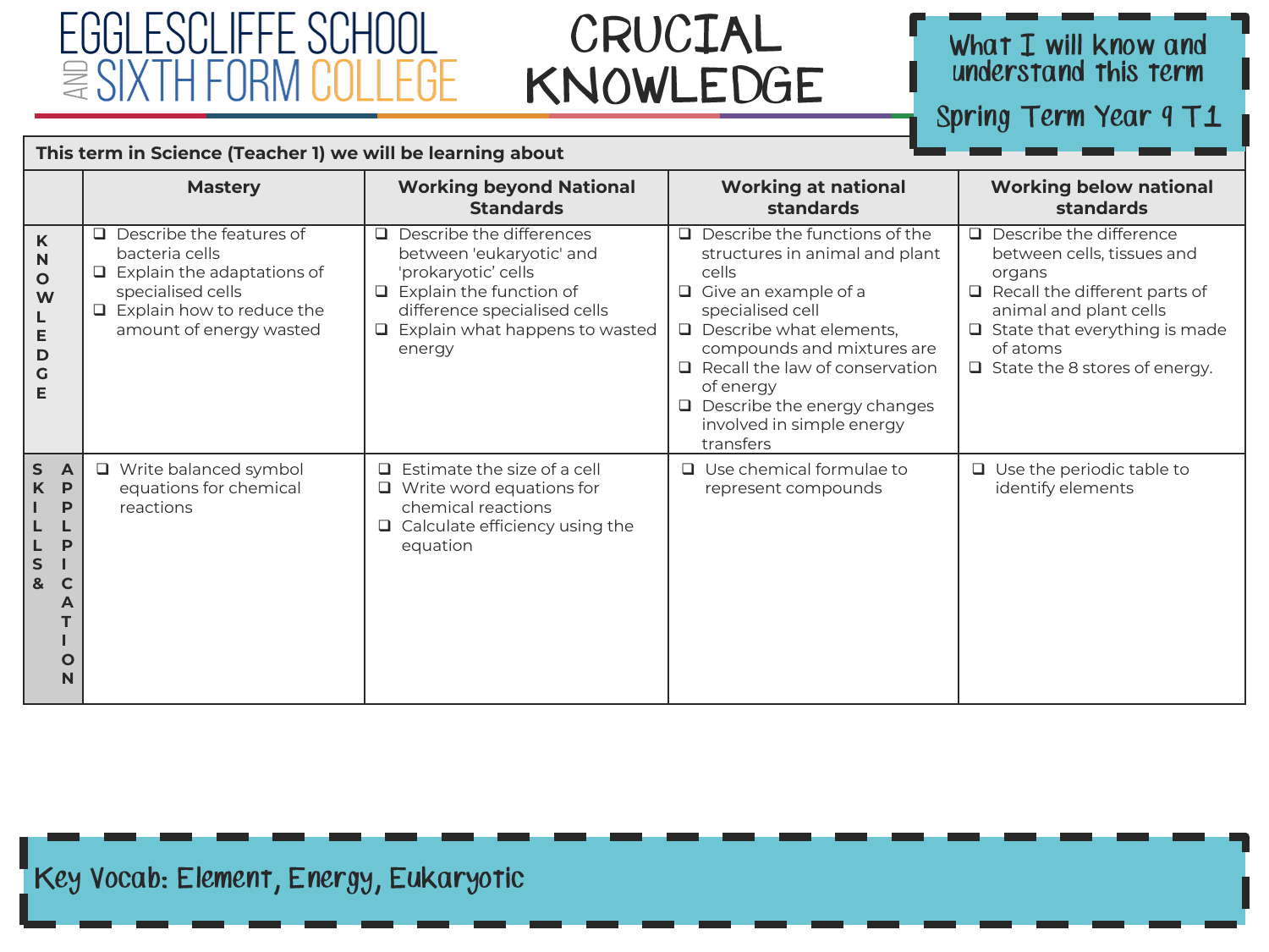# EGGLESCLIFFE SCHOOL AND SIXTH FORM COLLEGE

# CRUCIAL KNOWLEDGE

**What I will know and understand this term**

**Spring Term Year 9 T1**

**This term in Science (Teacher 1) we will be learning about**

| | Mastery | Working beyond National Standards | Working at national standards | Working below national standards |
|---|---|---|---|---|
| **KNOWLEDGE** | ❑ Describe the features of bacteria cells<br>❑ Explain the adaptations of specialised cells<br>❑ Explain how to reduce the amount of energy wasted | ❑ Describe the differences between 'eukaryotic' and 'prokaryotic' cells<br>❑ Explain the function of difference specialised cells<br>❑ Explain what happens to wasted energy | ❑ Describe the functions of the structures in animal and plant cells<br>❑ Give an example of a specialised cell<br>❑ Describe what elements, compounds and mixtures are<br>❑ Recall the law of conservation of energy<br>❑ Describe the energy changes involved in simple energy transfers | ❑ Describe the difference between cells, tissues and organs<br>❑ Recall the different parts of animal and plant cells<br>❑ State that everything is made of atoms<br>❑ State the 8 stores of energy. |
| **SKILLS & APPLICATION** | ❑ Write balanced symbol equations for chemical reactions | ❑ Estimate the size of a cell<br>❑ Write word equations for chemical reactions<br>❑ Calculate efficiency using the equation | ❑ Use chemical formulae to represent compounds | ❑ Use the periodic table to identify elements |

**Key Vocab: Element, Energy, Eukaryotic**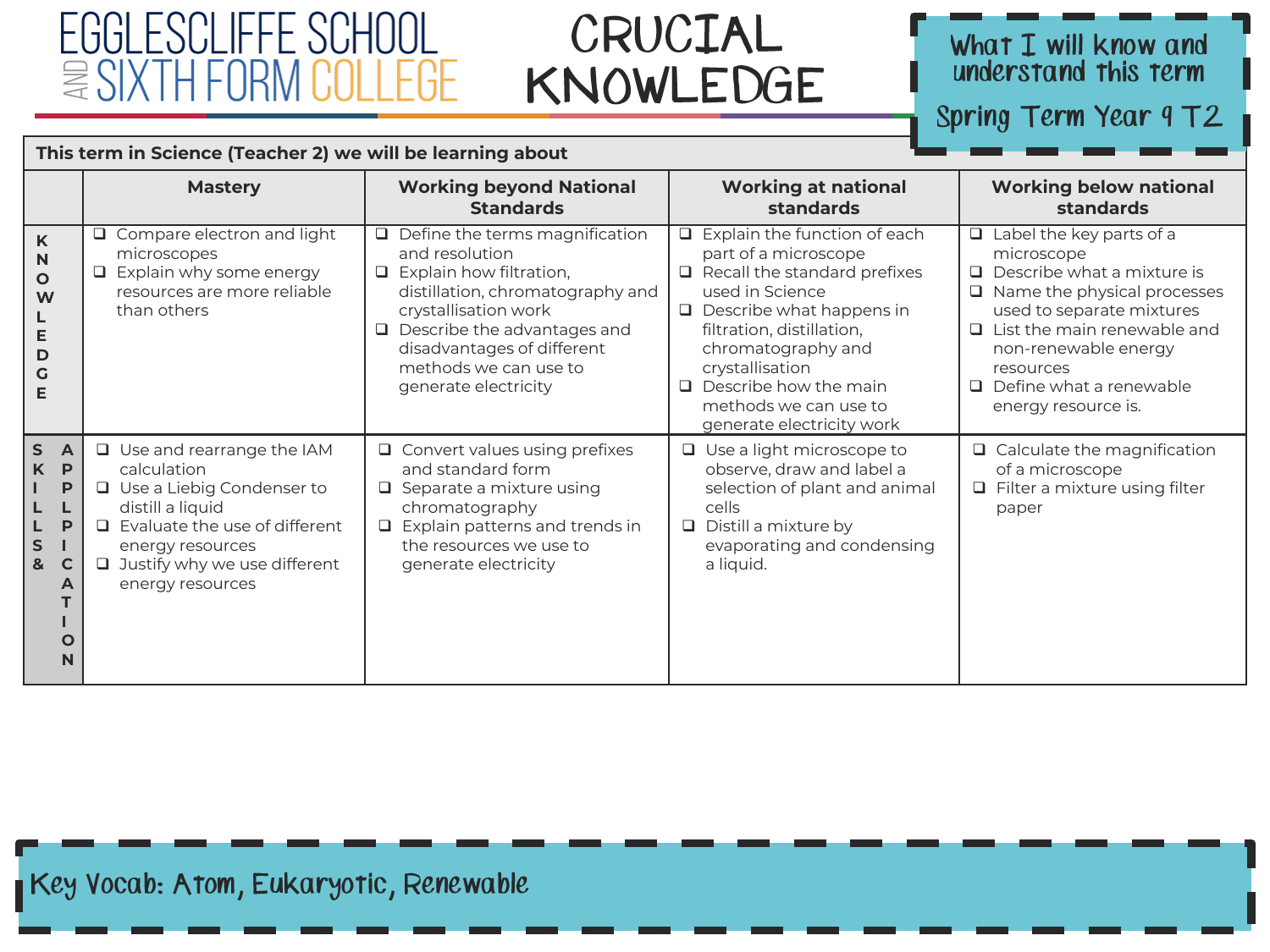# EGGLESCLIFFE SCHOOL AND SIXTH FORM COLLEGE

# CRUCIAL KNOWLEDGE

**What I will know and understand this term**

**Spring Term Year 9 T2**

| This term in Science (Teacher 2) we will be learning about | | | | |
|---|---|---|---|---|
| | **Mastery** | **Working beyond National Standards** | **Working at national standards** | **Working below national standards** |
| **KNOWLEDGE** | ❑ Compare electron and light microscopes<br>❑ Explain why some energy resources are more reliable than others | ❑ Define the terms magnification and resolution<br>❑ Explain how filtration, distillation, chromatography and crystallisation work<br>❑ Describe the advantages and disadvantages of different methods we can use to generate electricity | ❑ Explain the function of each part of a microscope<br>❑ Recall the standard prefixes used in Science<br>❑ Describe what happens in filtration, distillation, chromatography and crystallisation<br>❑ Describe how the main methods we can use to generate electricity work | ❑ Label the key parts of a microscope<br>❑ Describe what a mixture is<br>❑ Name the physical processes used to separate mixtures<br>❑ List the main renewable and non-renewable energy resources<br>❑ Define what a renewable energy resource is. |
| **SKILLS & APPLICATION** | ❑ Use and rearrange the IAM calculation<br>❑ Use a Liebig Condenser to distill a liquid<br>❑ Evaluate the use of different energy resources<br>❑ Justify why we use different energy resources | ❑ Convert values using prefixes and standard form<br>❑ Separate a mixture using chromatography<br>❑ Explain patterns and trends in the resources we use to generate electricity | ❑ Use a light microscope to observe, draw and label a selection of plant and animal cells<br>❑ Distill a mixture by evaporating and condensing a liquid. | ❑ Calculate the magnification of a microscope<br>❑ Filter a mixture using filter paper |

**Key Vocab: Atom, Eukaryotic, Renewable**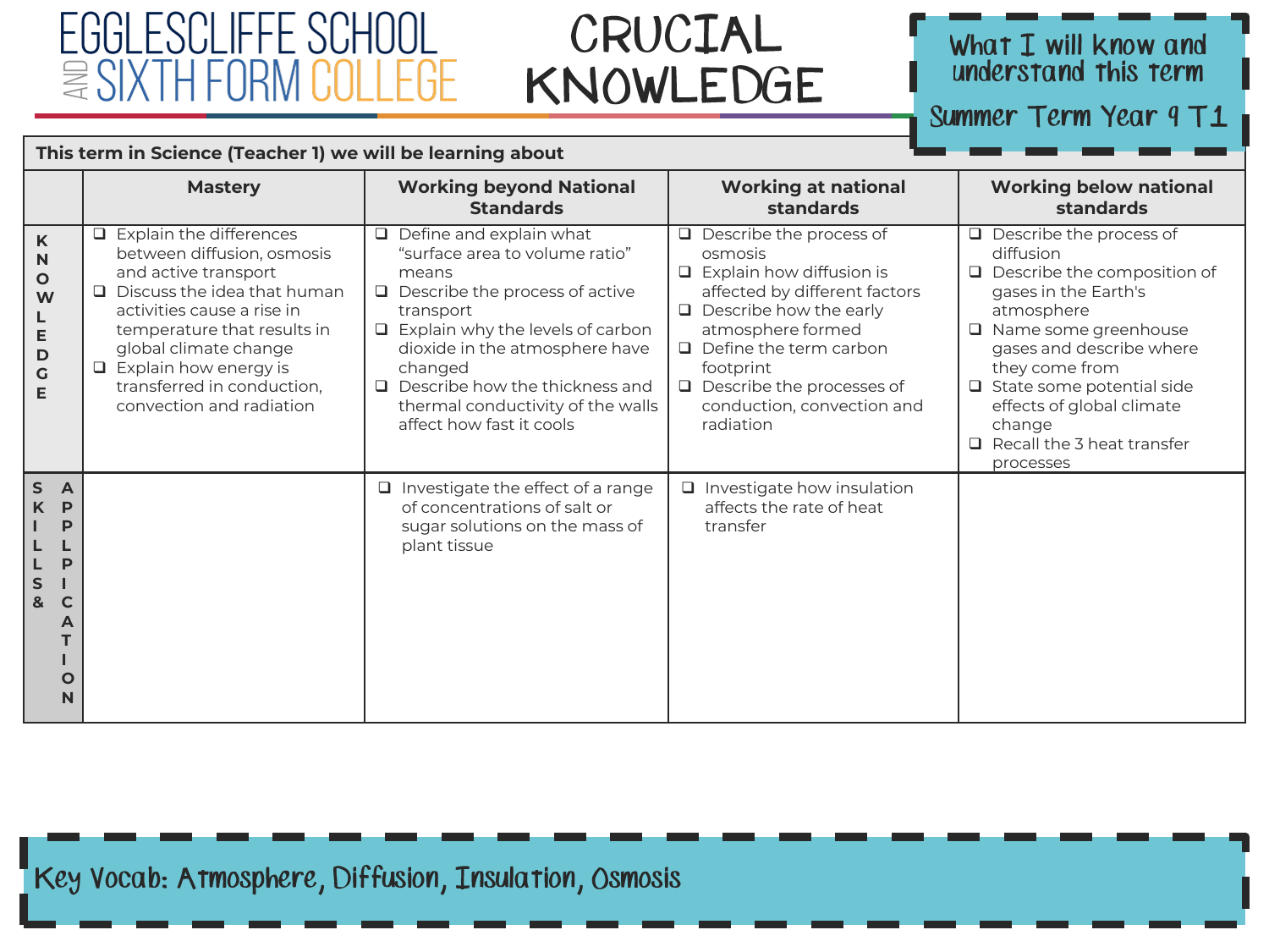# EGGLESCLIFFE SCHOOL AND SIXTH FORM COLLEGE

# CRUCIAL KNOWLEDGE

**What I will know and understand this term**

**Summer Term Year 9 T1**

| This term in Science (Teacher 1) we will be learning about | | | | |
|---|---|---|---|---|
| | **Mastery** | **Working beyond National Standards** | **Working at national standards** | **Working below national standards** |
| **KNOWLEDGE** | ❑ Explain the differences between diffusion, osmosis and active transport<br>❑ Discuss the idea that human activities cause a rise in temperature that results in global climate change<br>❑ Explain how energy is transferred in conduction, convection and radiation | ❑ Define and explain what "surface area to volume ratio" means<br>❑ Describe the process of active transport<br>❑ Explain why the levels of carbon dioxide in the atmosphere have changed<br>❑ Describe how the thickness and thermal conductivity of the walls affect how fast it cools | ❑ Describe the process of osmosis<br>❑ Explain how diffusion is affected by different factors<br>❑ Describe how the early atmosphere formed<br>❑ Define the term carbon footprint<br>❑ Describe the processes of conduction, convection and radiation | ❑ Describe the process of diffusion<br>❑ Describe the composition of gases in the Earth's atmosphere<br>❑ Name some greenhouse gases and describe where they come from<br>❑ State some potential side effects of global climate change<br>❑ Recall the 3 heat transfer processes |
| **SKILLS & APPLICATION** | | ❑ Investigate the effect of a range of concentrations of salt or sugar solutions on the mass of plant tissue | ❑ Investigate how insulation affects the rate of heat transfer | |

**Key Vocab: Atmosphere, Diffusion, Insulation, Osmosis**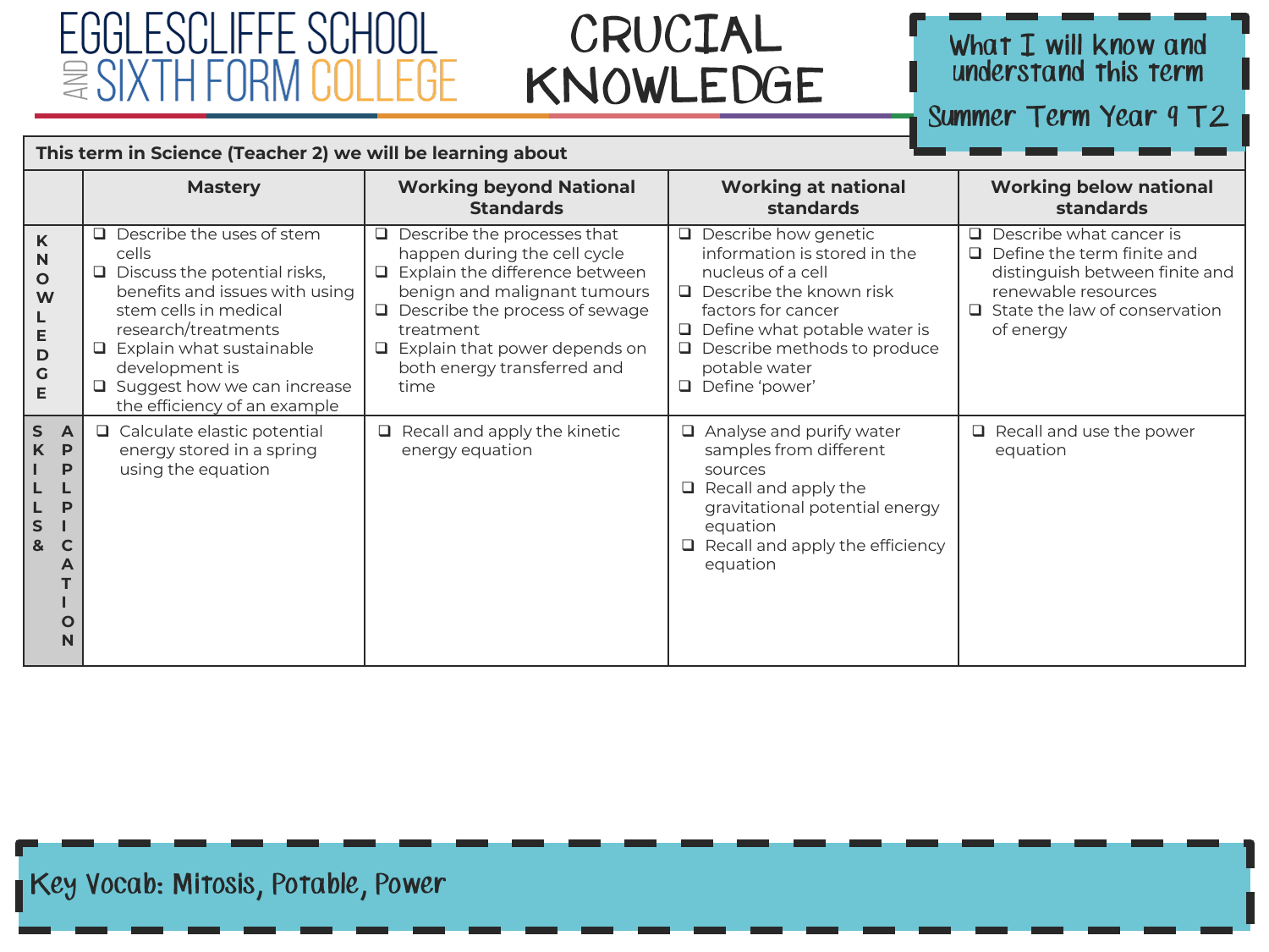# EGGLESCLIFFE SCHOOL AND SIXTH FORM COLLEGE

# CRUCIAL KNOWLEDGE

**What I will know and understand this term**

**Summer Term Year 9 T2**

| This term in Science (Teacher 2) we will be learning about | Mastery | Working beyond National Standards | Working at national standards | Working below national standards |
|---|---|---|---|---|
| **KNOWLEDGE** | ❑ Describe the uses of stem cells<br>❑ Discuss the potential risks, benefits and issues with using stem cells in medical research/treatments<br>❑ Explain what sustainable development is<br>❑ Suggest how we can increase the efficiency of an example | ❑ Describe the processes that happen during the cell cycle<br>❑ Explain the difference between benign and malignant tumours<br>❑ Describe the process of sewage treatment<br>❑ Explain that power depends on both energy transferred and time | ❑ Describe how genetic information is stored in the nucleus of a cell<br>❑ Describe the known risk factors for cancer<br>❑ Define what potable water is<br>❑ Describe methods to produce potable water<br>❑ Define 'power' | ❑ Describe what cancer is<br>❑ Define the term finite and distinguish between finite and renewable resources<br>❑ State the law of conservation of energy |
| **SKILLS & APPLICATION** | ❑ Calculate elastic potential energy stored in a spring using the equation | ❑ Recall and apply the kinetic energy equation | ❑ Analyse and purify water samples from different sources<br>❑ Recall and apply the gravitational potential energy equation<br>❑ Recall and apply the efficiency equation | ❑ Recall and use the power equation |

**Key Vocab: Mitosis, Potable, Power**